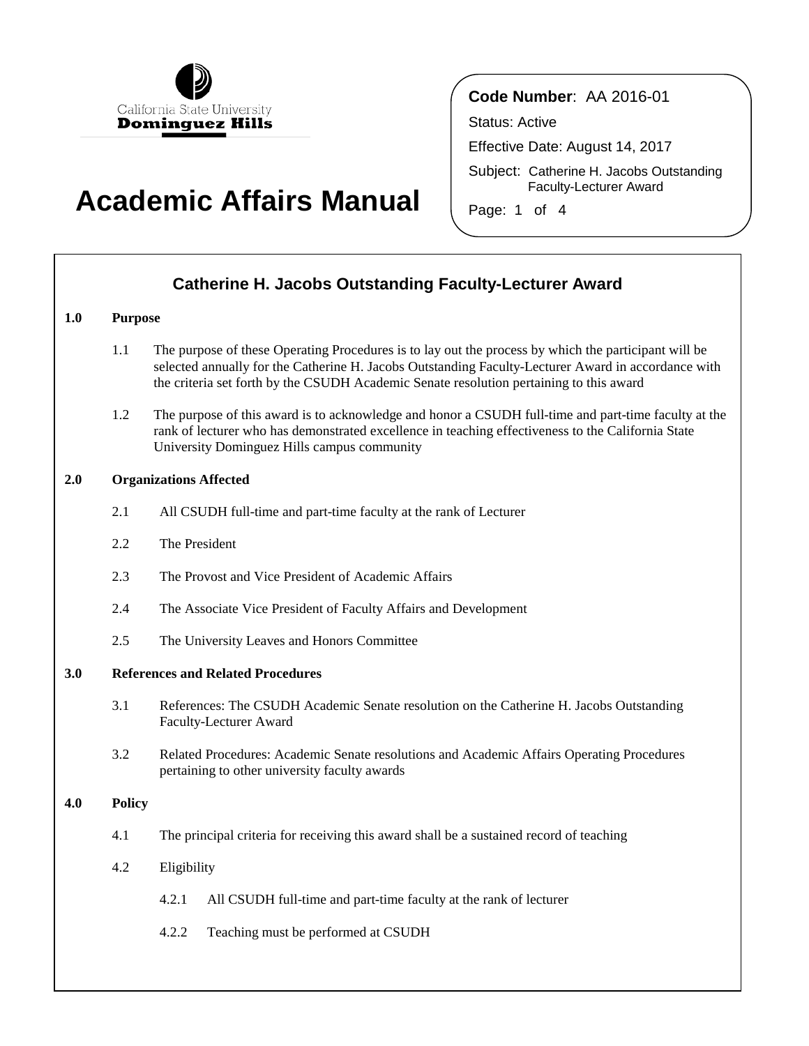California State University
**Dominguez Hills**

# Academic Affairs Manual

**Code Number**: AA 2016-01

Status: Active

Effective Date: August 14, 2017

Subject: Catherine H. Jacobs Outstanding Faculty-Lecturer Award

## Catherine H. Jacobs Outstanding Faculty-Lecturer Award

**1.0 Purpose**

1.1 The purpose of these Operating Procedures is to lay out the process by which the participant will be selected annually for the Catherine H. Jacobs Outstanding Faculty-Lecturer Award in accordance with the criteria set forth by the CSUDH Academic Senate resolution pertaining to this award

1.2 The purpose of this award is to acknowledge and honor a CSUDH full-time and part-time faculty at the rank of lecturer who has demonstrated excellence in teaching effectiveness to the California State University Dominguez Hills campus community

**2.0 Organizations Affected**

2.1 All CSUDH full-time and part-time faculty at the rank of Lecturer

2.2 The President

2.3 The Provost and Vice President of Academic Affairs

2.4 The Associate Vice President of Faculty Affairs and Development

2.5 The University Leaves and Honors Committee

**3.0 References and Related Procedures**

3.1 References: The CSUDH Academic Senate resolution on the Catherine H. Jacobs Outstanding Faculty-Lecturer Award

3.2 Related Procedures: Academic Senate resolutions and Academic Affairs Operating Procedures pertaining to other university faculty awards

**4.0 Policy**

4.1 The principal criteria for receiving this award shall be a sustained record of teaching

4.2 Eligibility

4.2.1 All CSUDH full-time and part-time faculty at the rank of lecturer

4.2.2 Teaching must be performed at CSUDH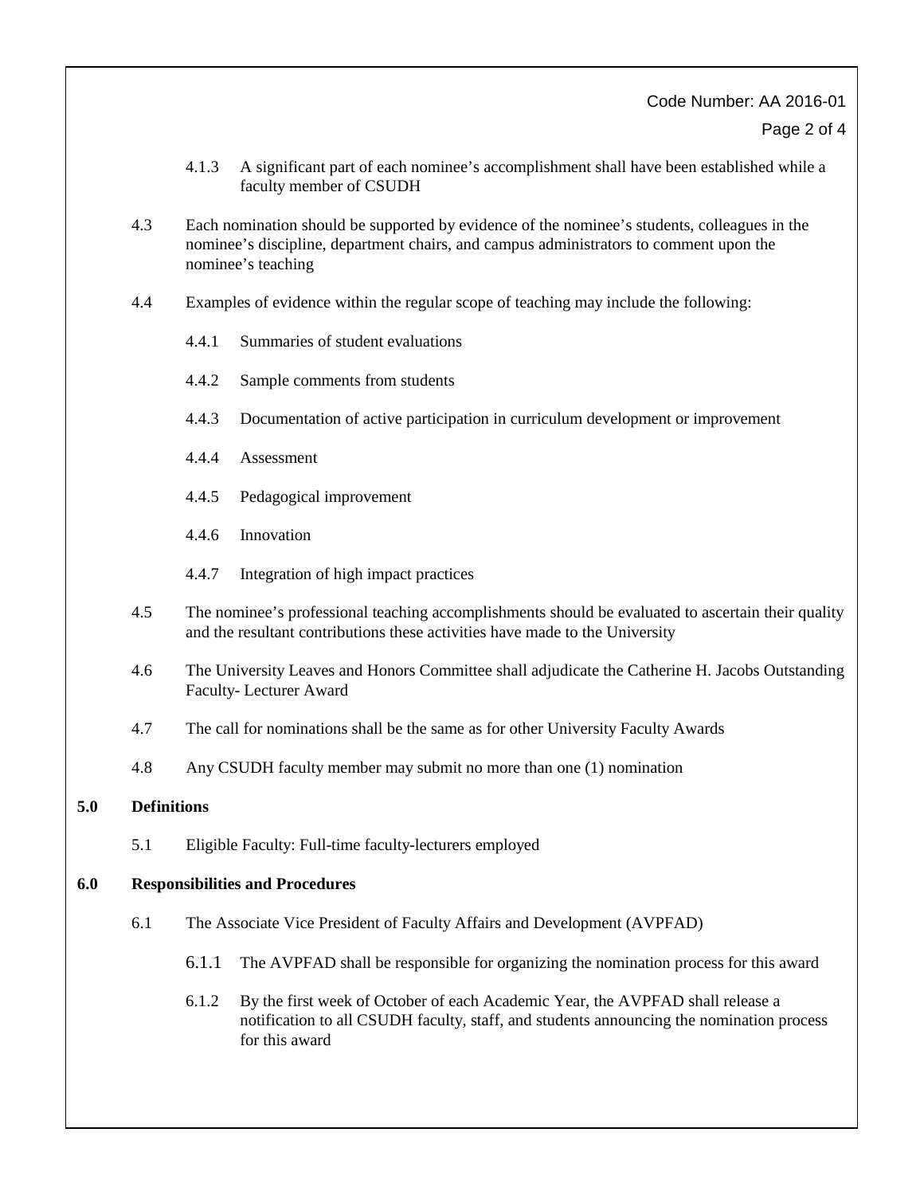4.1.3 A significant part of each nominee's accomplishment shall have been established while a faculty member of CSUDH

4.3 Each nomination should be supported by evidence of the nominee's students, colleagues in the nominee's discipline, department chairs, and campus administrators to comment upon the nominee's teaching

4.4 Examples of evidence within the regular scope of teaching may include the following:

4.4.1 Summaries of student evaluations

4.4.2 Sample comments from students

4.4.3 Documentation of active participation in curriculum development or improvement

4.4.4 Assessment

4.4.5 Pedagogical improvement

4.4.6 Innovation

4.4.7 Integration of high impact practices

4.5 The nominee's professional teaching accomplishments should be evaluated to ascertain their quality and the resultant contributions these activities have made to the University

4.6 The University Leaves and Honors Committee shall adjudicate the Catherine H. Jacobs Outstanding Faculty- Lecturer Award

4.7 The call for nominations shall be the same as for other University Faculty Awards

4.8 Any CSUDH faculty member may submit no more than one (1) nomination

## 5.0 Definitions

5.1 Eligible Faculty: Full-time faculty-lecturers employed

## 6.0 Responsibilities and Procedures

6.1 The Associate Vice President of Faculty Affairs and Development (AVPFAD)

6.1.1 The AVPFAD shall be responsible for organizing the nomination process for this award

6.1.2 By the first week of October of each Academic Year, the AVPFAD shall release a notification to all CSUDH faculty, staff, and students announcing the nomination process for this award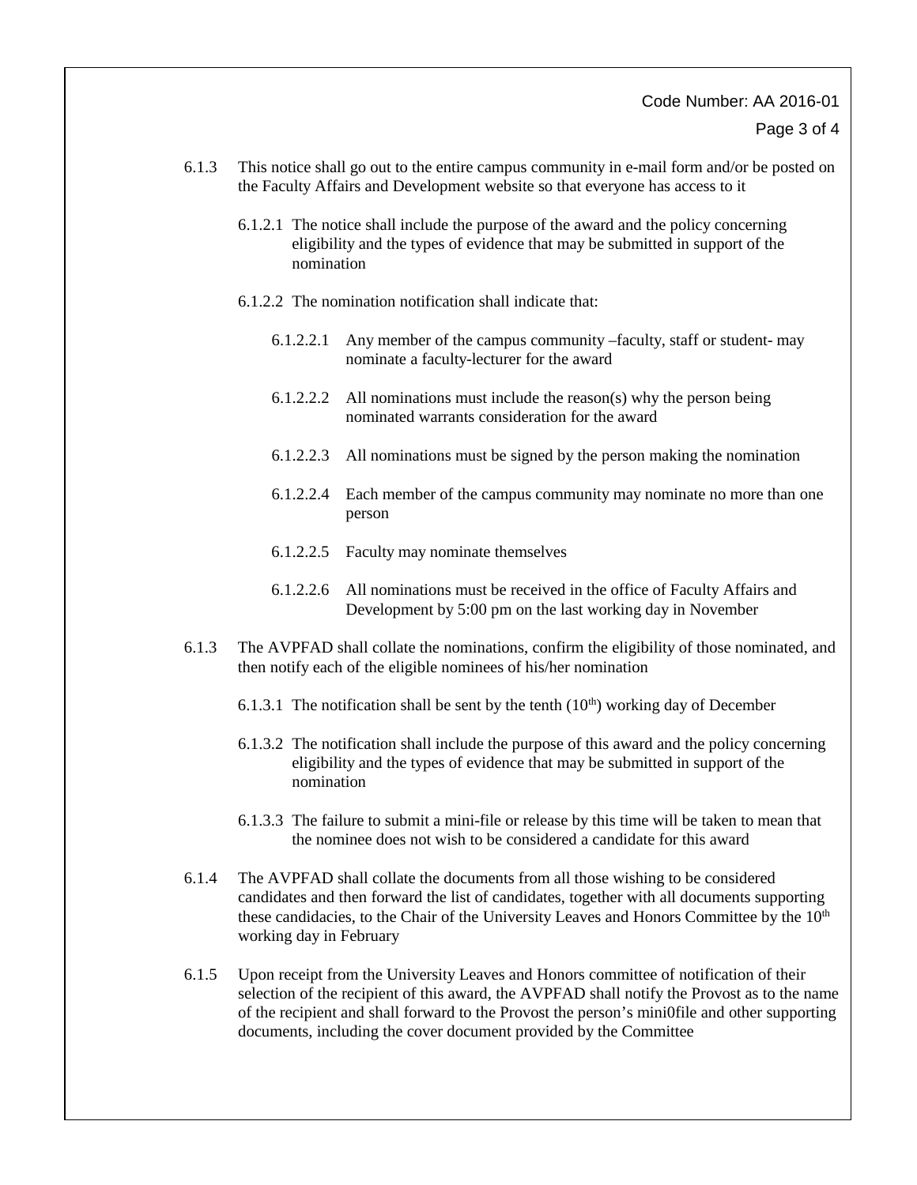6.1.3 This notice shall go out to the entire campus community in e-mail form and/or be posted on the Faculty Affairs and Development website so that everyone has access to it

6.1.2.1 The notice shall include the purpose of the award and the policy concerning eligibility and the types of evidence that may be submitted in support of the nomination

6.1.2.2 The nomination notification shall indicate that:

6.1.2.2.1 Any member of the campus community –faculty, staff or student- may nominate a faculty-lecturer for the award

6.1.2.2.2 All nominations must include the reason(s) why the person being nominated warrants consideration for the award

6.1.2.2.3 All nominations must be signed by the person making the nomination

6.1.2.2.4 Each member of the campus community may nominate no more than one person

6.1.2.2.5 Faculty may nominate themselves

6.1.2.2.6 All nominations must be received in the office of Faculty Affairs and Development by 5:00 pm on the last working day in November

6.1.3 The AVPFAD shall collate the nominations, confirm the eligibility of those nominated, and then notify each of the eligible nominees of his/her nomination

6.1.3.1 The notification shall be sent by the tenth (10th) working day of December

6.1.3.2 The notification shall include the purpose of this award and the policy concerning eligibility and the types of evidence that may be submitted in support of the nomination

6.1.3.3 The failure to submit a mini-file or release by this time will be taken to mean that the nominee does not wish to be considered a candidate for this award

6.1.4 The AVPFAD shall collate the documents from all those wishing to be considered candidates and then forward the list of candidates, together with all documents supporting these candidacies, to the Chair of the University Leaves and Honors Committee by the 10th working day in February

6.1.5 Upon receipt from the University Leaves and Honors committee of notification of their selection of the recipient of this award, the AVPFAD shall notify the Provost as to the name of the recipient and shall forward to the Provost the person's mini0file and other supporting documents, including the cover document provided by the Committee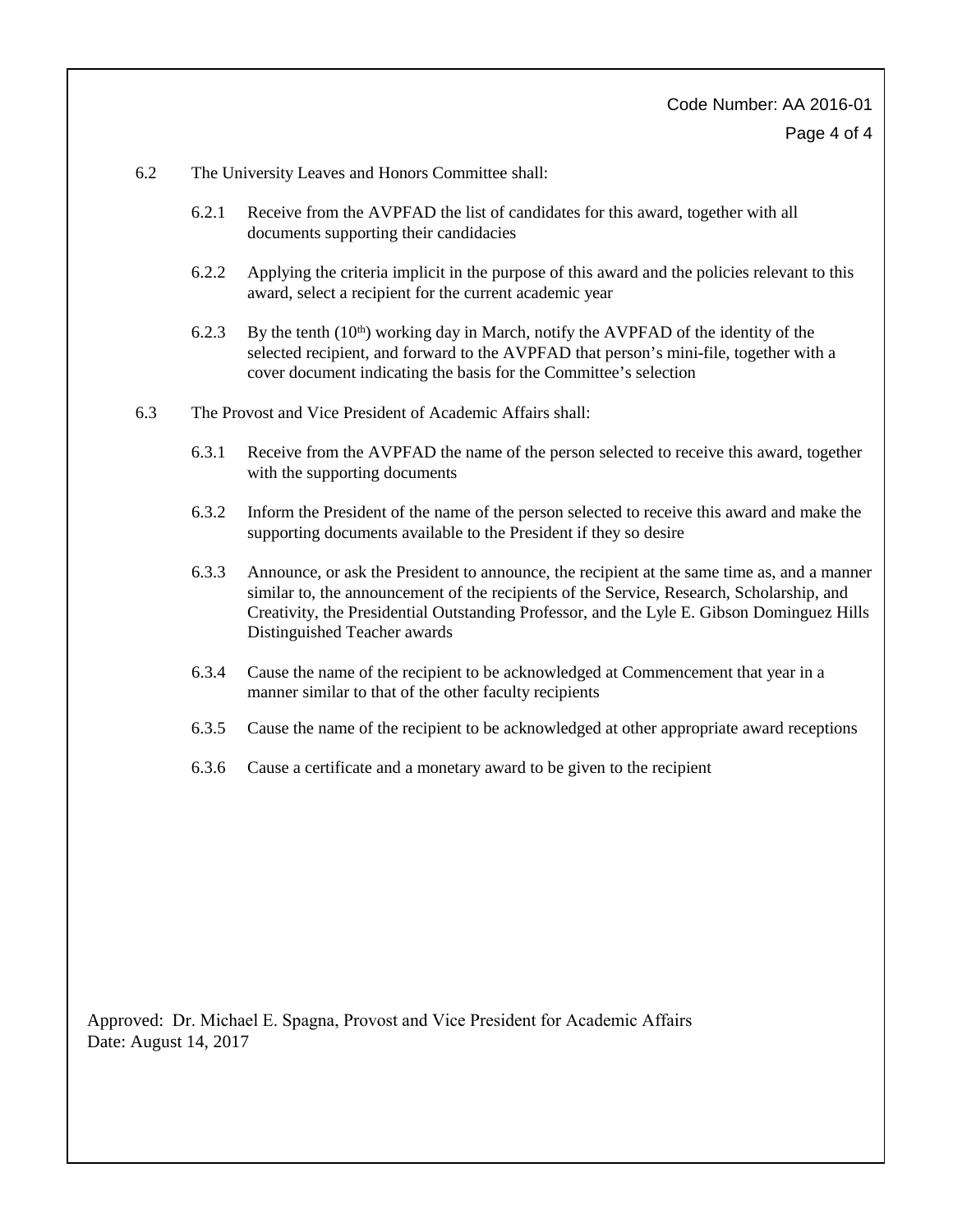6.2 The University Leaves and Honors Committee shall:

6.2.1 Receive from the AVPFAD the list of candidates for this award, together with all documents supporting their candidacies

6.2.2 Applying the criteria implicit in the purpose of this award and the policies relevant to this award, select a recipient for the current academic year

6.2.3 By the tenth (10th) working day in March, notify the AVPFAD of the identity of the selected recipient, and forward to the AVPFAD that person's mini-file, together with a cover document indicating the basis for the Committee's selection

6.3 The Provost and Vice President of Academic Affairs shall:

6.3.1 Receive from the AVPFAD the name of the person selected to receive this award, together with the supporting documents

6.3.2 Inform the President of the name of the person selected to receive this award and make the supporting documents available to the President if they so desire

6.3.3 Announce, or ask the President to announce, the recipient at the same time as, and a manner similar to, the announcement of the recipients of the Service, Research, Scholarship, and Creativity, the Presidential Outstanding Professor, and the Lyle E. Gibson Dominguez Hills Distinguished Teacher awards

6.3.4 Cause the name of the recipient to be acknowledged at Commencement that year in a manner similar to that of the other faculty recipients

6.3.5 Cause the name of the recipient to be acknowledged at other appropriate award receptions

6.3.6 Cause a certificate and a monetary award to be given to the recipient

Approved: Dr. Michael E. Spagna, Provost and Vice President for Academic Affairs
Date: August 14, 2017